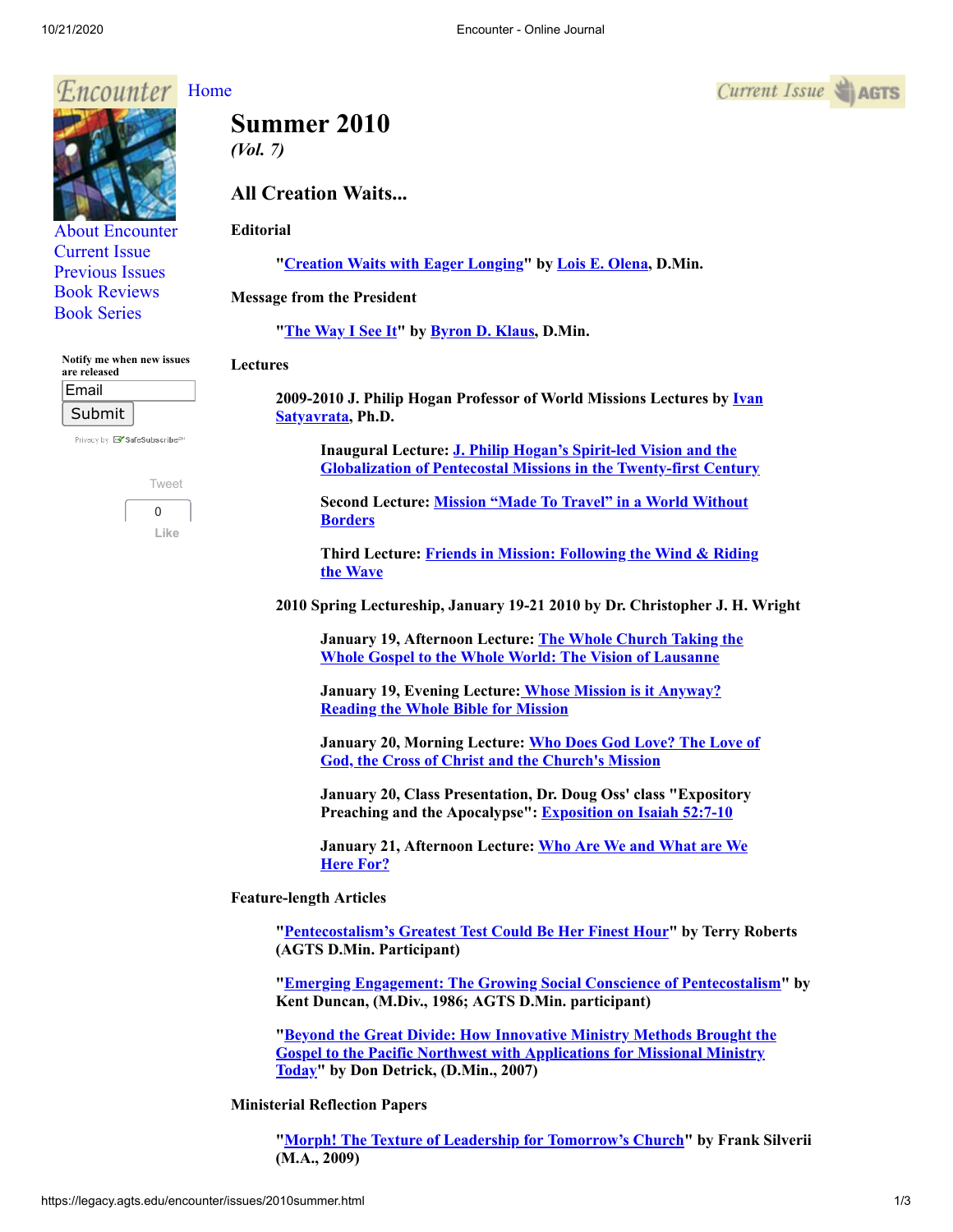Encounter Home

About Encounter
Current Issue
Previous Issues
Book Reviews
Book Series

Notify me when new issues are released

Email
Submit

# Summer 2010

*(Vol. 7)*

## All Creation Waits...

### Editorial

"Creation Waits with Eager Longing" by Lois E. Olena, D.Min.

### Message from the President

"The Way I See It" by Byron D. Klaus, D.Min.

### Lectures

**2009-2010 J. Philip Hogan Professor of World Missions Lectures by Ivan Satyavrata, Ph.D.**

**Inaugural Lecture:** J. Philip Hogan's Spirit-led Vision and the Globalization of Pentecostal Missions in the Twenty-first Century

**Second Lecture:** Mission "Made To Travel" in a World Without Borders

**Third Lecture:** Friends in Mission: Following the Wind & Riding the Wave

**2010 Spring Lectureship, January 19-21 2010 by Dr. Christopher J. H. Wright**

**January 19, Afternoon Lecture:** The Whole Church Taking the Whole Gospel to the Whole World: The Vision of Lausanne

**January 19, Evening Lecture:** Whose Mission is it Anyway? Reading the Whole Bible for Mission

**January 20, Morning Lecture:** Who Does God Love? The Love of God, the Cross of Christ and the Church's Mission

**January 20, Class Presentation, Dr. Doug Oss' class "Expository Preaching and the Apocalypse":** Exposition on Isaiah 52:7-10

**January 21, Afternoon Lecture:** Who Are We and What are We Here For?

### Feature-length Articles

"Pentecostalism's Greatest Test Could Be Her Finest Hour" by Terry Roberts (AGTS D.Min. Participant)

"Emerging Engagement: The Growing Social Conscience of Pentecostalism" by Kent Duncan, (M.Div., 1986; AGTS D.Min. participant)

"Beyond the Great Divide: How Innovative Ministry Methods Brought the Gospel to the Pacific Northwest with Applications for Missional Ministry Today" by Don Detrick, (D.Min., 2007)

### Ministerial Reflection Papers

"Morph! The Texture of Leadership for Tomorrow's Church" by Frank Silverii (M.A., 2009)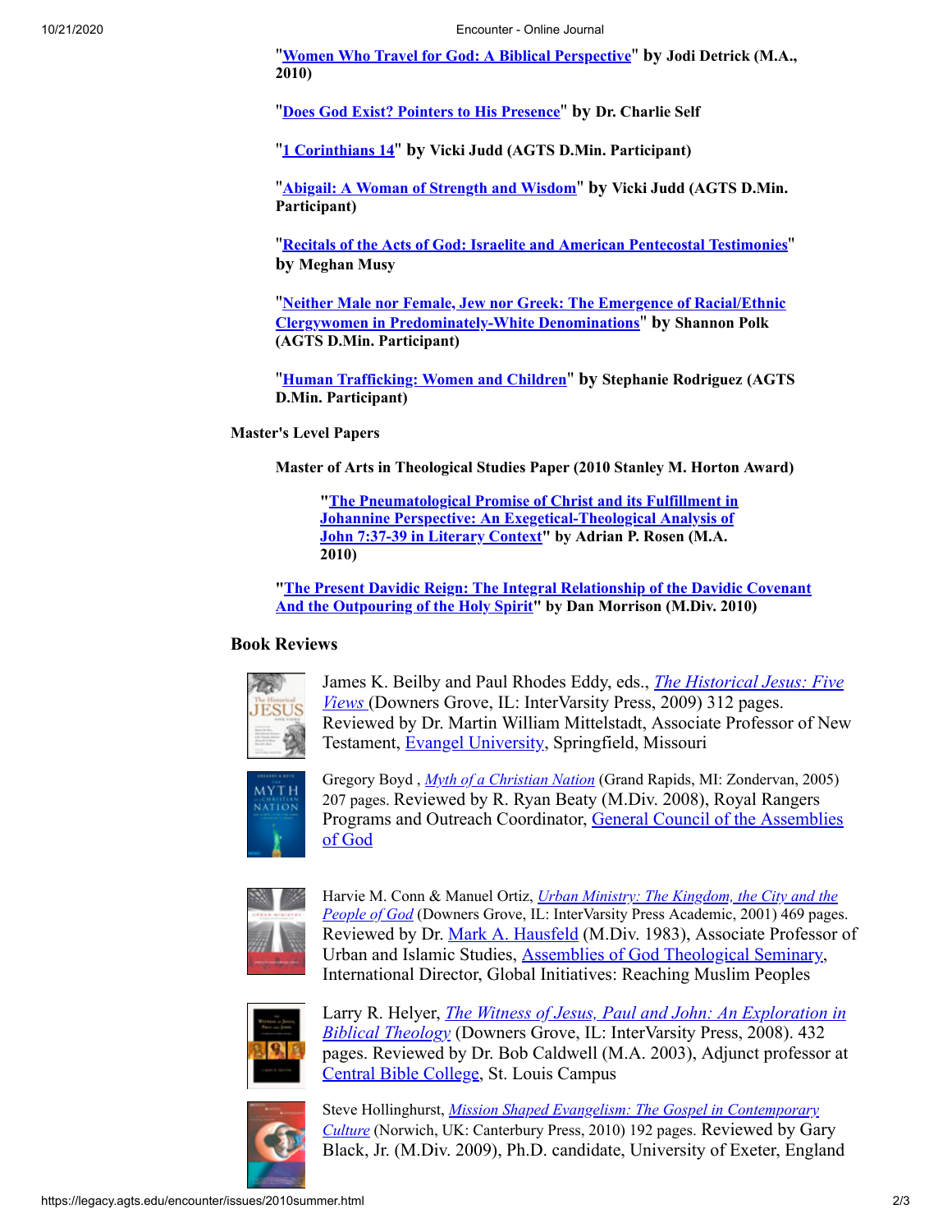"**Women Who Travel for God: A Biblical Perspective**" **by Jodi Detrick (M.A., 2010)**

"**Does God Exist? Pointers to His Presence**" **by Dr. Charlie Self**

"**1 Corinthians 14**" **by Vicki Judd (AGTS D.Min. Participant)**

"**Abigail: A Woman of Strength and Wisdom**" **by Vicki Judd (AGTS D.Min. Participant)**

"**Recitals of the Acts of God: Israelite and American Pentecostal Testimonies**" **by Meghan Musy**

"**Neither Male nor Female, Jew nor Greek: The Emergence of Racial/Ethnic Clergywomen in Predominately-White Denominations**" **by Shannon Polk (AGTS D.Min. Participant)**

"**Human Trafficking: Women and Children**" **by Stephanie Rodriguez (AGTS D.Min. Participant)**

**Master's Level Papers**

**Master of Arts in Theological Studies Paper (2010 Stanley M. Horton Award)**

"**The Pneumatological Promise of Christ and its Fulfillment in Johannine Perspective: An Exegetical-Theological Analysis of John 7:37-39 in Literary Context**" **by Adrian P. Rosen (M.A. 2010)**

"**The Present Davidic Reign: The Integral Relationship of the Davidic Covenant And the Outpouring of the Holy Spirit**" **by Dan Morrison (M.Div. 2010)**

### Book Reviews

James K. Beilby and Paul Rhodes Eddy, eds., *The Historical Jesus: Five Views* (Downers Grove, IL: InterVarsity Press, 2009) 312 pages. Reviewed by Dr. Martin William Mittelstadt, Associate Professor of New Testament, Evangel University, Springfield, Missouri

Gregory Boyd , *Myth of a Christian Nation* (Grand Rapids, MI: Zondervan, 2005) 207 pages. Reviewed by R. Ryan Beaty (M.Div. 2008), Royal Rangers Programs and Outreach Coordinator, General Council of the Assemblies of God

Harvie M. Conn & Manuel Ortiz, *Urban Ministry: The Kingdom, the City and the People of God* (Downers Grove, IL: InterVarsity Press Academic, 2001) 469 pages. Reviewed by Dr. Mark A. Hausfeld (M.Div. 1983), Associate Professor of Urban and Islamic Studies, Assemblies of God Theological Seminary, International Director, Global Initiatives: Reaching Muslim Peoples

Larry R. Helyer, *The Witness of Jesus, Paul and John: An Exploration in Biblical Theology* (Downers Grove, IL: InterVarsity Press, 2008). 432 pages. Reviewed by Dr. Bob Caldwell (M.A. 2003), Adjunct professor at Central Bible College, St. Louis Campus

Steve Hollinghurst, *Mission Shaped Evangelism: The Gospel in Contemporary Culture* (Norwich, UK: Canterbury Press, 2010) 192 pages. Reviewed by Gary Black, Jr. (M.Div. 2009), Ph.D. candidate, University of Exeter, England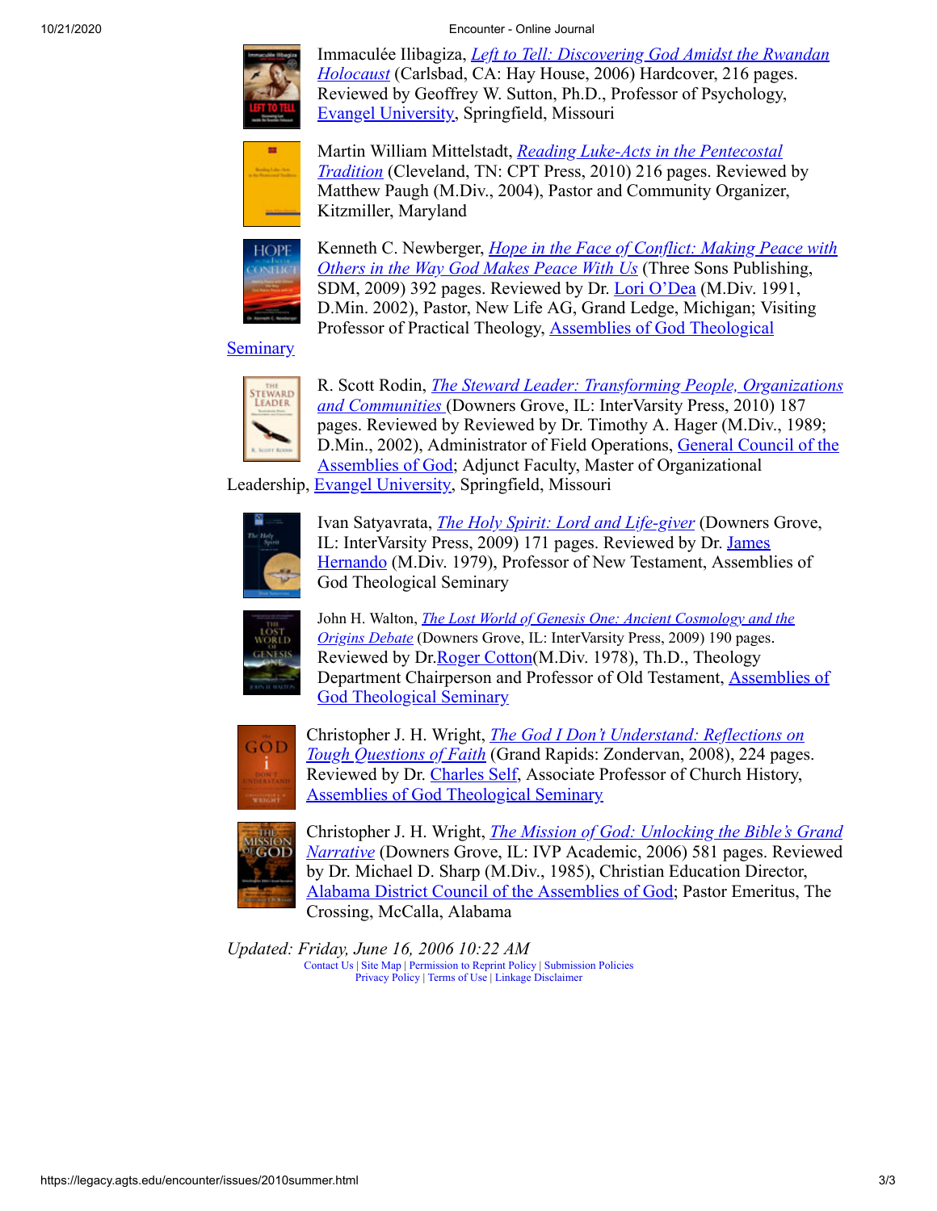Immaculée Ilibagiza, *Left to Tell: Discovering God Amidst the Rwandan Holocaust* (Carlsbad, CA: Hay House, 2006) Hardcover, 216 pages. Reviewed by Geoffrey W. Sutton, Ph.D., Professor of Psychology, Evangel University, Springfield, Missouri

Martin William Mittelstadt, *Reading Luke-Acts in the Pentecostal Tradition* (Cleveland, TN: CPT Press, 2010) 216 pages. Reviewed by Matthew Paugh (M.Div., 2004), Pastor and Community Organizer, Kitzmiller, Maryland

Kenneth C. Newberger, *Hope in the Face of Conflict: Making Peace with Others in the Way God Makes Peace With Us* (Three Sons Publishing, SDM, 2009) 392 pages. Reviewed by Dr. Lori O'Dea (M.Div. 1991, D.Min. 2002), Pastor, New Life AG, Grand Ledge, Michigan; Visiting Professor of Practical Theology, Assemblies of God Theological Seminary

R. Scott Rodin, *The Steward Leader: Transforming People, Organizations and Communities* (Downers Grove, IL: InterVarsity Press, 2010) 187 pages. Reviewed by Reviewed by Dr. Timothy A. Hager (M.Div., 1989; D.Min., 2002), Administrator of Field Operations, General Council of the Assemblies of God; Adjunct Faculty, Master of Organizational Leadership, Evangel University, Springfield, Missouri

Ivan Satyavrata, *The Holy Spirit: Lord and Life-giver* (Downers Grove, IL: InterVarsity Press, 2009) 171 pages. Reviewed by Dr. James Hernando (M.Div. 1979), Professor of New Testament, Assemblies of God Theological Seminary

John H. Walton, *The Lost World of Genesis One: Ancient Cosmology and the Origins Debate* (Downers Grove, IL: InterVarsity Press, 2009) 190 pages. Reviewed by Dr.Roger Cotton(M.Div. 1978), Th.D., Theology Department Chairperson and Professor of Old Testament, Assemblies of God Theological Seminary

Christopher J. H. Wright, *The God I Don't Understand: Reflections on Tough Questions of Faith* (Grand Rapids: Zondervan, 2008), 224 pages. Reviewed by Dr. Charles Self, Associate Professor of Church History, Assemblies of God Theological Seminary

Christopher J. H. Wright, *The Mission of God: Unlocking the Bible's Grand Narrative* (Downers Grove, IL: IVP Academic, 2006) 581 pages. Reviewed by Dr. Michael D. Sharp (M.Div., 1985), Christian Education Director, Alabama District Council of the Assemblies of God; Pastor Emeritus, The Crossing, McCalla, Alabama

*Updated: Friday, June 16, 2006 10:22 AM*

Contact Us | Site Map | Permission to Reprint Policy | Submission Policies
Privacy Policy | Terms of Use | Linkage Disclaimer